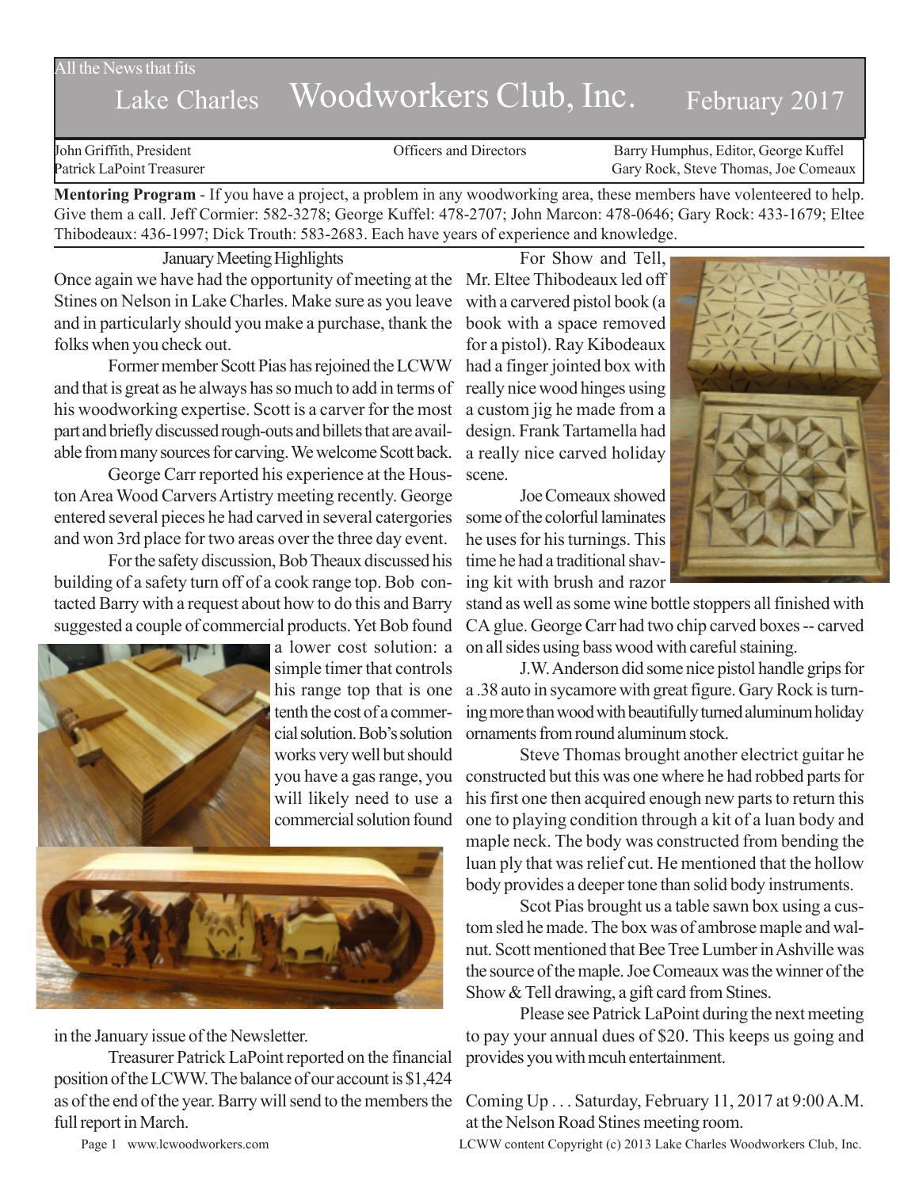All the News that fits

# Lake Charles Woodworkers Club, Inc. February 2017

John Griffith, President | Officers and Directors | Barry Humphus, Editor, George Kuffel
Patrick LaPoint Treasurer | | Gary Rock, Steve Thomas, Joe Comeaux

**Mentoring Program** - If you have a project, a problem in any woodworking area, these members have volenteered to help. Give them a call. Jeff Cormier: 582-3278; George Kuffel: 478-2707; John Marcon: 478-0646; Gary Rock: 433-1679; Eltee Thibodeaux: 436-1997; Dick Trouth: 583-2683. Each have years of experience and knowledge.

## January Meeting Highlights

Once again we have had the opportunity of meeting at the Stines on Nelson in Lake Charles. Make sure as you leave and in particularly should you make a purchase, thank the folks when you check out.

Former member Scott Pias has rejoined the LCWW and that is great as he always has so much to add in terms of his woodworking expertise. Scott is a carver for the most part and briefly discussed rough-outs and billets that are available from many sources for carving. We welcome Scott back.

George Carr reported his experience at the Houston Area Wood Carvers Artistry meeting recently. George entered several pieces he had carved in several catergories and won 3rd place for two areas over the three day event.

For the safety discussion, Bob Theaux discussed his building of a safety turn off of a cook range top. Bob contacted Barry with a request about how to do this and Barry suggested a couple of commercial products. Yet Bob found a lower cost solution: a simple timer that controls his range top that is one tenth the cost of a commercial solution. Bob's solution works very well but should you have a gas range, you will likely need to use a commercial solution found in the January issue of the Newsletter.

Treasurer Patrick LaPoint reported on the financial position of the LCWW. The balance of our account is $1,424 as of the end of the year. Barry will send to the members the full report in March.

For Show and Tell, Mr. Eltee Thibodeaux led off with a carvered pistol book (a book with a space removed for a pistol). Ray Kibodeaux had a finger jointed box with really nice wood hinges using a custom jig he made from a design. Frank Tartamella had a really nice carved holiday scene.

Joe Comeaux showed some of the colorful laminates he uses for his turnings. This time he had a traditional shaving kit with brush and razor stand as well as some wine bottle stoppers all finished with CA glue. George Carr had two chip carved boxes -- carved on all sides using bass wood with careful staining.

J.W. Anderson did some nice pistol handle grips for a .38 auto in sycamore with great figure. Gary Rock is turning more than wood with beautifully turned aluminum holiday ornaments from round aluminum stock.

Steve Thomas brought another electrict guitar he constructed but this was one where he had robbed parts for his first one then acquired enough new parts to return this one to playing condition through a kit of a luan body and maple neck. The body was constructed from bending the luan ply that was relief cut. He mentioned that the hollow body provides a deeper tone than solid body instruments.

Scot Pias brought us a table sawn box using a custom sled he made. The box was of ambrose maple and walnut. Scott mentioned that Bee Tree Lumber in Ashville was the source of the maple. Joe Comeaux was the winner of the Show & Tell drawing, a gift card from Stines.

Please see Patrick LaPoint during the next meeting to pay your annual dues of $20. This keeps us going and provides you with mcuh entertainment.

Coming Up . . . Saturday, February 11, 2017 at 9:00 A.M. at the Nelson Road Stines meeting room.

LCWW content Copyright (c) 2013 Lake Charles Woodworkers Club, Inc.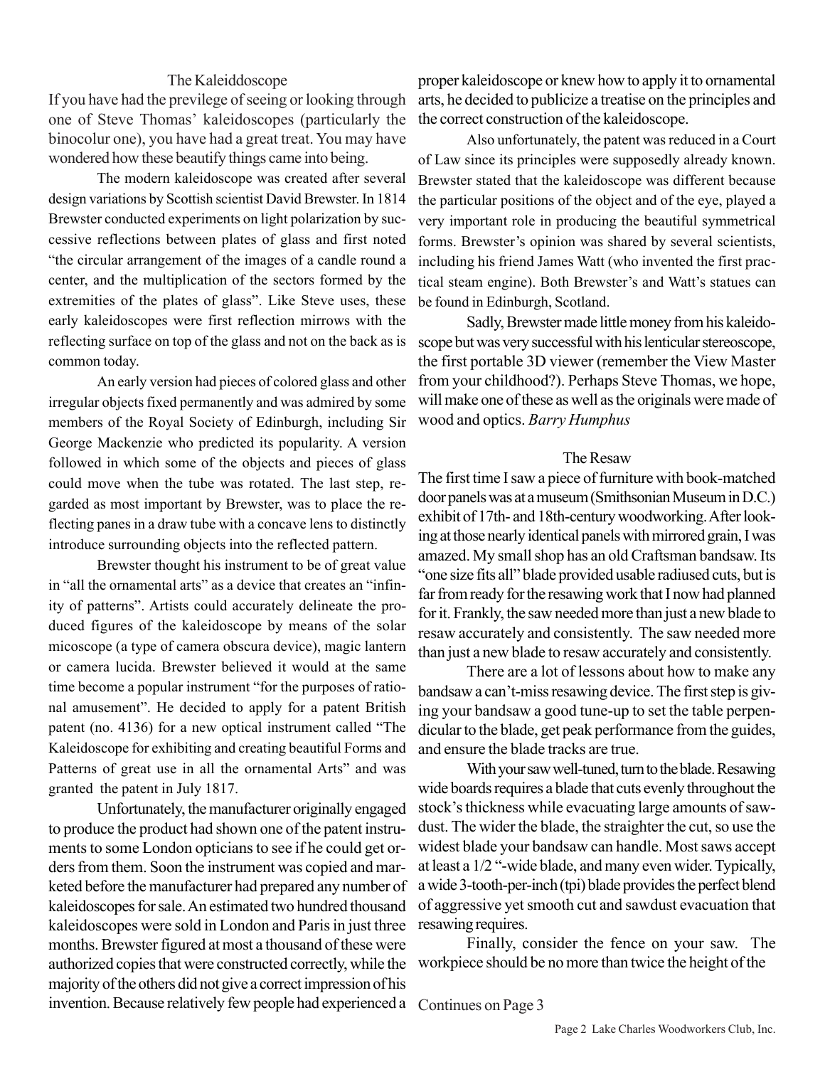## The Kaleiddoscope

If you have had the previlege of seeing or looking through one of Steve Thomas' kaleidoscopes (particularly the binocolur one), you have had a great treat. You may have wondered how these beautify things came into being.

The modern kaleidoscope was created after several design variations by Scottish scientist David Brewster. In 1814 Brewster conducted experiments on light polarization by successive reflections between plates of glass and first noted "the circular arrangement of the images of a candle round a center, and the multiplication of the sectors formed by the extremities of the plates of glass". Like Steve uses, these early kaleidoscopes were first reflection mirrows with the reflecting surface on top of the glass and not on the back as is common today.

An early version had pieces of colored glass and other irregular objects fixed permanently and was admired by some members of the Royal Society of Edinburgh, including Sir George Mackenzie who predicted its popularity. A version followed in which some of the objects and pieces of glass could move when the tube was rotated. The last step, regarded as most important by Brewster, was to place the reflecting panes in a draw tube with a concave lens to distinctly introduce surrounding objects into the reflected pattern.

Brewster thought his instrument to be of great value in "all the ornamental arts" as a device that creates an "infinity of patterns". Artists could accurately delineate the produced figures of the kaleidoscope by means of the solar micoscope (a type of camera obscura device), magic lantern or camera lucida. Brewster believed it would at the same time become a popular instrument "for the purposes of rational amusement". He decided to apply for a patent British patent (no. 4136) for a new optical instrument called "The Kaleidoscope for exhibiting and creating beautiful Forms and Patterns of great use in all the ornamental Arts" and was granted the patent in July 1817.

Unfortunately, the manufacturer originally engaged to produce the product had shown one of the patent instruments to some London opticians to see if he could get orders from them. Soon the instrument was copied and marketed before the manufacturer had prepared any number of kaleidoscopes for sale. An estimated two hundred thousand kaleidoscopes were sold in London and Paris in just three months. Brewster figured at most a thousand of these were authorized copies that were constructed correctly, while the majority of the others did not give a correct impression of his invention. Because relatively few people had experienced a proper kaleidoscope or knew how to apply it to ornamental arts, he decided to publicize a treatise on the principles and the correct construction of the kaleidoscope.

Also unfortunately, the patent was reduced in a Court of Law since its principles were supposedly already known. Brewster stated that the kaleidoscope was different because the particular positions of the object and of the eye, played a very important role in producing the beautiful symmetrical forms. Brewster's opinion was shared by several scientists, including his friend James Watt (who invented the first practical steam engine). Both Brewster's and Watt's statues can be found in Edinburgh, Scotland.

Sadly, Brewster made little money from his kaleidoscope but was very successful with his lenticular stereoscope, the first portable 3D viewer (remember the View Master from your childhood?). Perhaps Steve Thomas, we hope, will make one of these as well as the originals were made of wood and optics. *Barry Humphus*

## The Resaw

The first time I saw a piece of furniture with book-matched door panels was at a museum (Smithsonian Museum in D.C.) exhibit of 17th- and 18th-century woodworking. After looking at those nearly identical panels with mirrored grain, I was amazed. My small shop has an old Craftsman bandsaw. Its "one size fits all" blade provided usable radiused cuts, but is far from ready for the resawing work that I now had planned for it. Frankly, the saw needed more than just a new blade to resaw accurately and consistently. The saw needed more than just a new blade to resaw accurately and consistently.

There are a lot of lessons about how to make any bandsaw a can't-miss resawing device. The first step is giving your bandsaw a good tune-up to set the table perpendicular to the blade, get peak performance from the guides, and ensure the blade tracks are true.

With your saw well-tuned, turn to the blade. Resawing wide boards requires a blade that cuts evenly throughout the stock's thickness while evacuating large amounts of sawdust. The wider the blade, the straighter the cut, so use the widest blade your bandsaw can handle. Most saws accept at least a 1/2 "-wide blade, and many even wider. Typically, a wide 3-tooth-per-inch (tpi) blade provides the perfect blend of aggressive yet smooth cut and sawdust evacuation that resawing requires.

Finally, consider the fence on your saw. The workpiece should be no more than twice the height of the

Continues on Page 3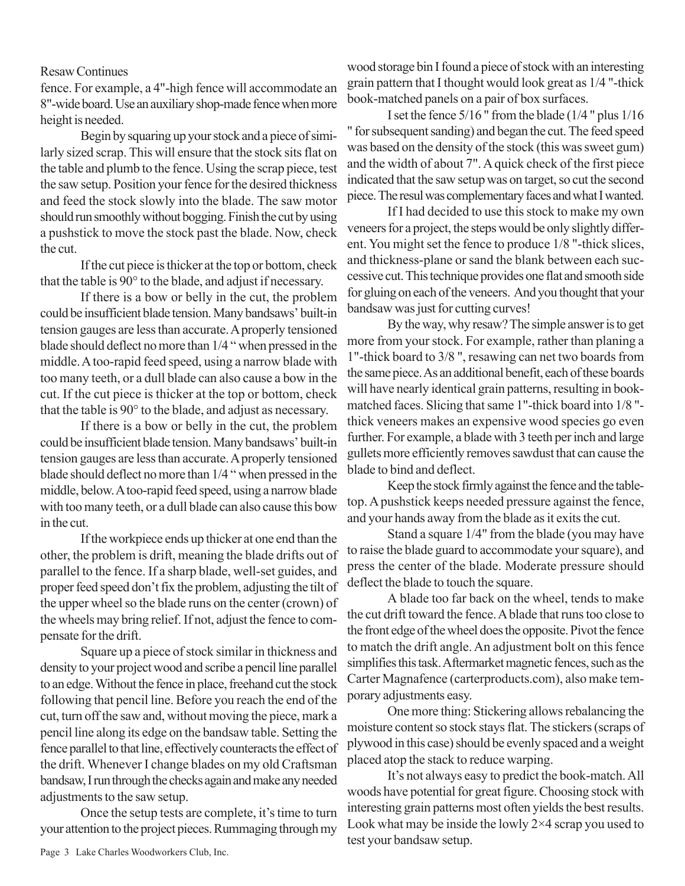Resaw Continues

fence. For example, a 4"-high fence will accommodate an 8"-wide board. Use an auxiliary shop-made fence when more height is needed.

Begin by squaring up your stock and a piece of similarly sized scrap. This will ensure that the stock sits flat on the table and plumb to the fence. Using the scrap piece, test the saw setup. Position your fence for the desired thickness and feed the stock slowly into the blade. The saw motor should run smoothly without bogging. Finish the cut by using a pushstick to move the stock past the blade. Now, check the cut.

If the cut piece is thicker at the top or bottom, check that the table is 90° to the blade, and adjust if necessary.

If there is a bow or belly in the cut, the problem could be insufficient blade tension. Many bandsaws' built-in tension gauges are less than accurate. A properly tensioned blade should deflect no more than 1/4 " when pressed in the middle. A too-rapid feed speed, using a narrow blade with too many teeth, or a dull blade can also cause a bow in the cut. If the cut piece is thicker at the top or bottom, check that the table is 90° to the blade, and adjust as necessary.

If there is a bow or belly in the cut, the problem could be insufficient blade tension. Many bandsaws' built-in tension gauges are less than accurate. A properly tensioned blade should deflect no more than 1/4 " when pressed in the middle, below. A too-rapid feed speed, using a narrow blade with too many teeth, or a dull blade can also cause this bow in the cut.

If the workpiece ends up thicker at one end than the other, the problem is drift, meaning the blade drifts out of parallel to the fence. If a sharp blade, well-set guides, and proper feed speed don't fix the problem, adjusting the tilt of the upper wheel so the blade runs on the center (crown) of the wheels may bring relief. If not, adjust the fence to compensate for the drift.

Square up a piece of stock similar in thickness and density to your project wood and scribe a pencil line parallel to an edge. Without the fence in place, freehand cut the stock following that pencil line. Before you reach the end of the cut, turn off the saw and, without moving the piece, mark a pencil line along its edge on the bandsaw table. Setting the fence parallel to that line, effectively counteracts the effect of the drift. Whenever I change blades on my old Craftsman bandsaw, I run through the checks again and make any needed adjustments to the saw setup.

Once the setup tests are complete, it's time to turn your attention to the project pieces. Rummaging through my wood storage bin I found a piece of stock with an interesting grain pattern that I thought would look great as 1/4 "-thick book-matched panels on a pair of box surfaces.

I set the fence 5/16 " from the blade (1/4 " plus 1/16 " for subsequent sanding) and began the cut. The feed speed was based on the density of the stock (this was sweet gum) and the width of about 7". A quick check of the first piece indicated that the saw setup was on target, so cut the second piece. The resul was complementary faces and what I wanted.

If I had decided to use this stock to make my own veneers for a project, the steps would be only slightly different. You might set the fence to produce 1/8 "-thick slices, and thickness-plane or sand the blank between each successive cut. This technique provides one flat and smooth side for gluing on each of the veneers. And you thought that your bandsaw was just for cutting curves!

By the way, why resaw? The simple answer is to get more from your stock. For example, rather than planing a 1"-thick board to 3/8 ", resawing can net two boards from the same piece. As an additional benefit, each of these boards will have nearly identical grain patterns, resulting in book-matched faces. Slicing that same 1"-thick board into 1/8 "-thick veneers makes an expensive wood species go even further. For example, a blade with 3 teeth per inch and large gullets more efficiently removes sawdust that can cause the blade to bind and deflect.

Keep the stock firmly against the fence and the tabletop. A pushstick keeps needed pressure against the fence, and your hands away from the blade as it exits the cut.

Stand a square 1/4" from the blade (you may have to raise the blade guard to accommodate your square), and press the center of the blade. Moderate pressure should deflect the blade to touch the square.

A blade too far back on the wheel, tends to make the cut drift toward the fence. A blade that runs too close to the front edge of the wheel does the opposite. Pivot the fence to match the drift angle. An adjustment bolt on this fence simplifies this task. Aftermarket magnetic fences, such as the Carter Magnafence (carterproducts.com), also make temporary adjustments easy.

One more thing: Stickering allows rebalancing the moisture content so stock stays flat. The stickers (scraps of plywood in this case) should be evenly spaced and a weight placed atop the stack to reduce warping.

It's not always easy to predict the book-match. All woods have potential for great figure. Choosing stock with interesting grain patterns most often yields the best results. Look what may be inside the lowly 2×4 scrap you used to test your bandsaw setup.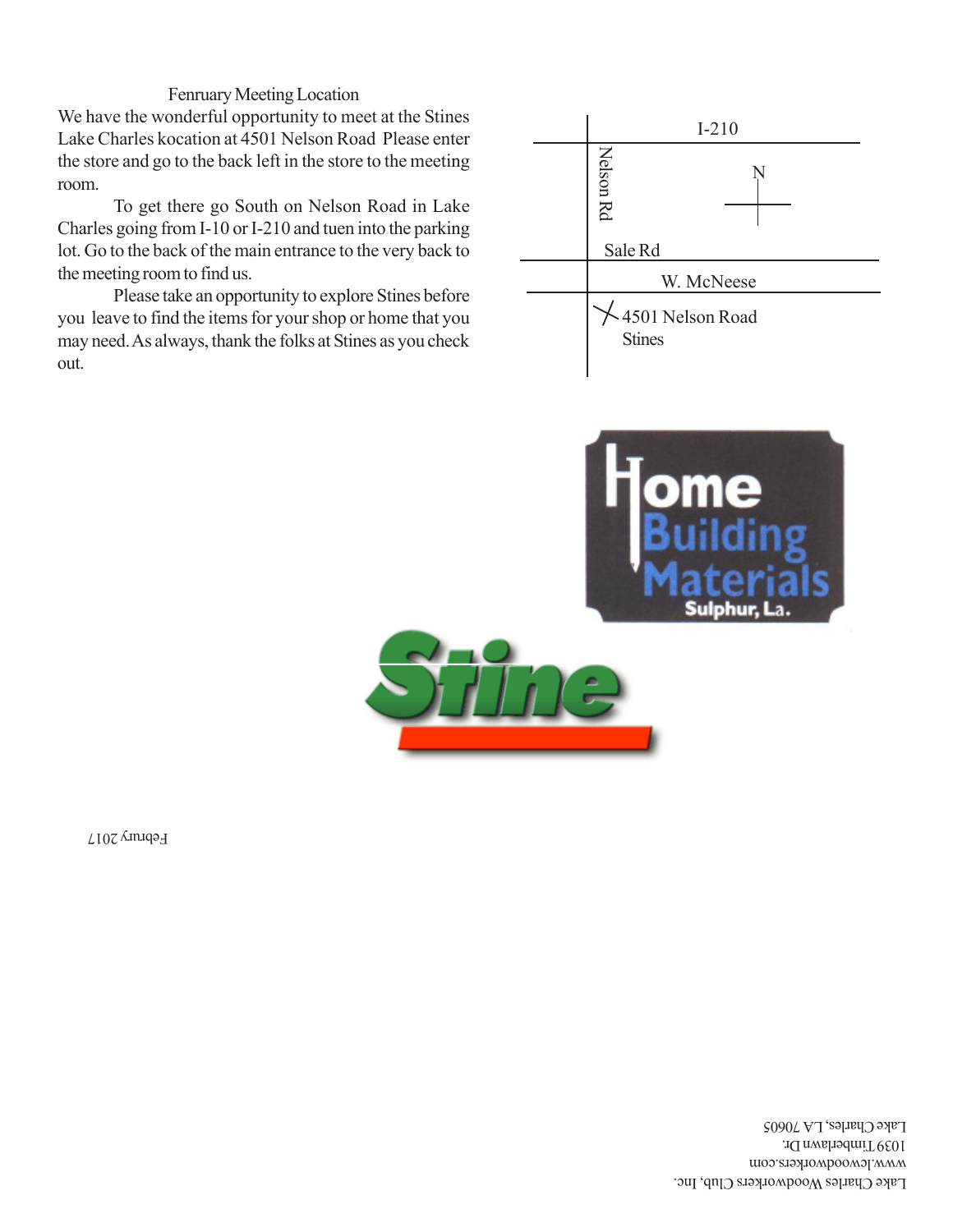## Fenruary Meeting Location

We have the wonderful opportunity to meet at the Stines Lake Charles kocation at 4501 Nelson Road Please enter the store and go to the back left in the store to the meeting room.

To get there go South on Nelson Road in Lake Charles going from I-10 or I-210 and tuen into the parking lot. Go to the back of the main entrance to the very back to the meeting room to find us.

Please take an opportunity to explore Stines before you leave to find the items for your shop or home that you may need. As always, thank the folks at Stines as you check out.

I-210

Nelson Rd

N

Sale Rd

W. McNeese

4501 Nelson Road
Stines

Home Building Materials
Sulphur, La.

Stine

February 2017

Lake Charles Woodworkers Club, Inc.
www.lcwoodworkers.com
1039 Timberlawn Dr.
Lake Charles, LA 70605